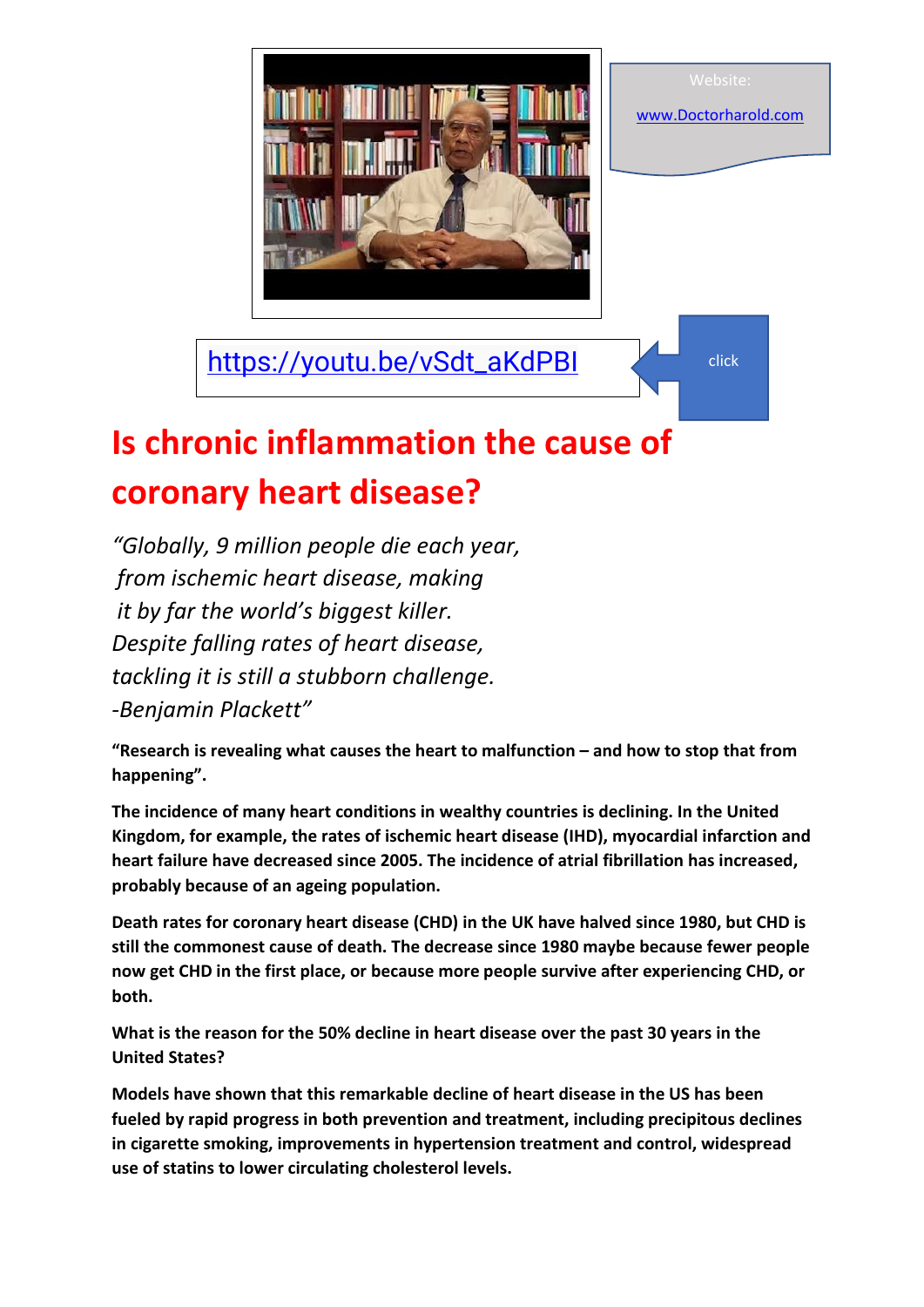Website:

www.Doctorharold.com

https://youtu.be/vSdt_aKdPBI

click

# Is chronic inflammation the cause of coronary heart disease?

*"Globally, 9 million people die each year,*
*from ischemic heart disease, making*
*it by far the world's biggest killer.*
*Despite falling rates of heart disease,*
*tackling it is still a stubborn challenge.*
*-Benjamin Plackett"*

**"Research is revealing what causes the heart to malfunction – and how to stop that from happening".**

**The incidence of many heart conditions in wealthy countries is declining. In the United Kingdom, for example, the rates of ischemic heart disease (IHD), myocardial infarction and heart failure have decreased since 2005. The incidence of atrial fibrillation has increased, probably because of an ageing population.**

**Death rates for coronary heart disease (CHD) in the UK have halved since 1980, but CHD is still the commonest cause of death. The decrease since 1980 maybe because fewer people now get CHD in the first place, or because more people survive after experiencing CHD, or both.**

**What is the reason for the 50% decline in heart disease over the past 30 years in the United States?**

**Models have shown that this remarkable decline of heart disease in the US has been fueled by rapid progress in both prevention and treatment, including precipitous declines in cigarette smoking, improvements in hypertension treatment and control, widespread use of statins to lower circulating cholesterol levels.**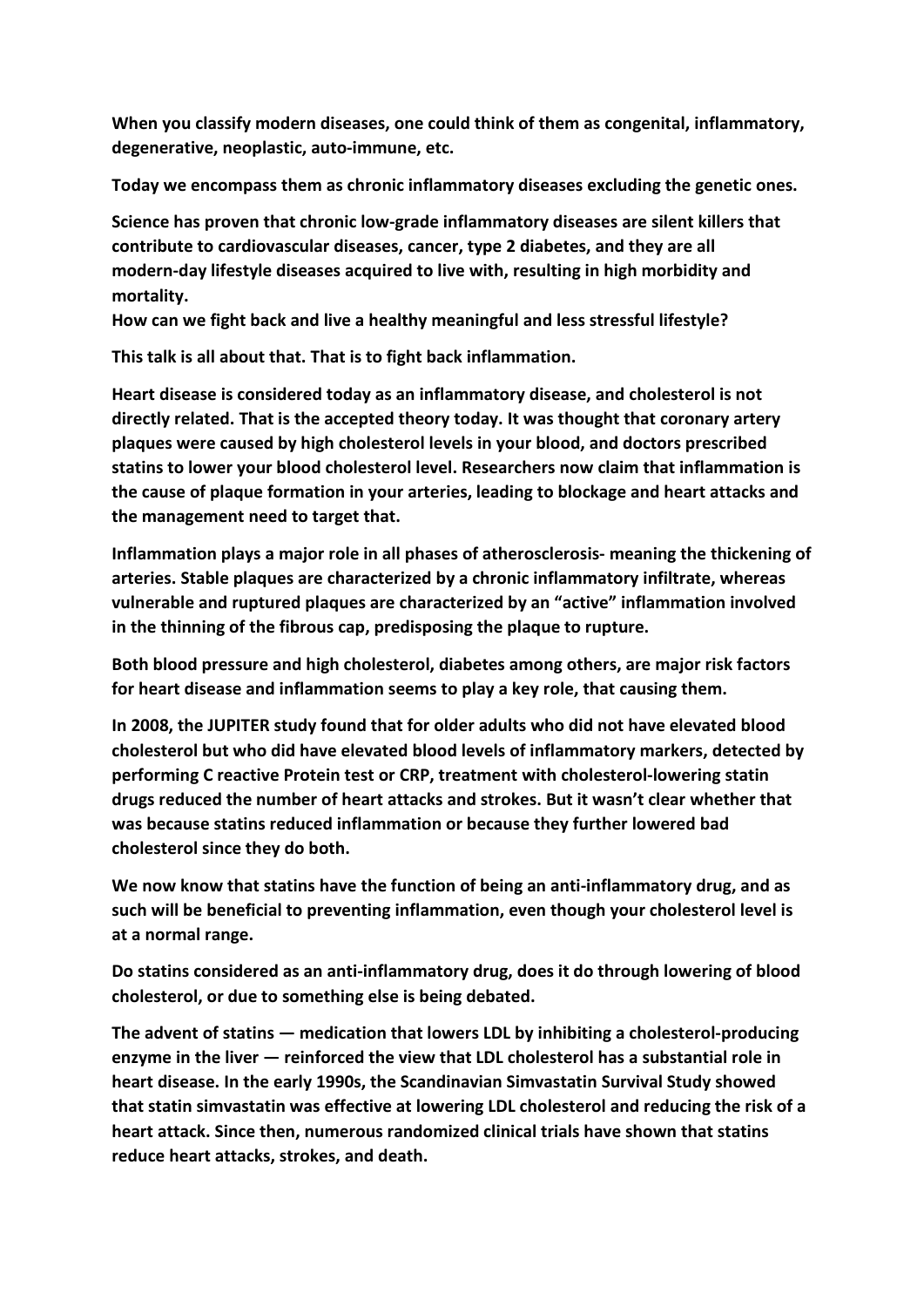**When you classify modern diseases, one could think of them as congenital, inflammatory, degenerative, neoplastic, auto-immune, etc.**

**Today we encompass them as chronic inflammatory diseases excluding the genetic ones.**

**Science has proven that chronic low-grade inflammatory diseases are silent killers that contribute to cardiovascular diseases, cancer, type 2 diabetes, and they are all modern-day lifestyle diseases acquired to live with, resulting in high morbidity and mortality.**
**How can we fight back and live a healthy meaningful and less stressful lifestyle?**

**This talk is all about that. That is to fight back inflammation.**

**Heart disease is considered today as an inflammatory disease, and cholesterol is not directly related. That is the accepted theory today. It was thought that coronary artery plaques were caused by high cholesterol levels in your blood, and doctors prescribed statins to lower your blood cholesterol level. Researchers now claim that inflammation is the cause of plaque formation in your arteries, leading to blockage and heart attacks and the management need to target that.**

**Inflammation plays a major role in all phases of atherosclerosis- meaning the thickening of arteries. Stable plaques are characterized by a chronic inflammatory infiltrate, whereas vulnerable and ruptured plaques are characterized by an "active" inflammation involved in the thinning of the fibrous cap, predisposing the plaque to rupture.**

**Both blood pressure and high cholesterol, diabetes among others, are major risk factors for heart disease and inflammation seems to play a key role, that causing them.**

**In 2008, the JUPITER study found that for older adults who did not have elevated blood cholesterol but who did have elevated blood levels of inflammatory markers, detected by performing C reactive Protein test or CRP, treatment with cholesterol-lowering statin drugs reduced the number of heart attacks and strokes. But it wasn't clear whether that was because statins reduced inflammation or because they further lowered bad cholesterol since they do both.**

**We now know that statins have the function of being an anti-inflammatory drug, and as such will be beneficial to preventing inflammation, even though your cholesterol level is at a normal range.**

**Do statins considered as an anti-inflammatory drug, does it do through lowering of blood cholesterol, or due to something else is being debated.**

**The advent of statins — medication that lowers LDL by inhibiting a cholesterol-producing enzyme in the liver — reinforced the view that LDL cholesterol has a substantial role in heart disease. In the early 1990s, the Scandinavian Simvastatin Survival Study showed that statin simvastatin was effective at lowering LDL cholesterol and reducing the risk of a heart attack. Since then, numerous randomized clinical trials have shown that statins reduce heart attacks, strokes, and death.**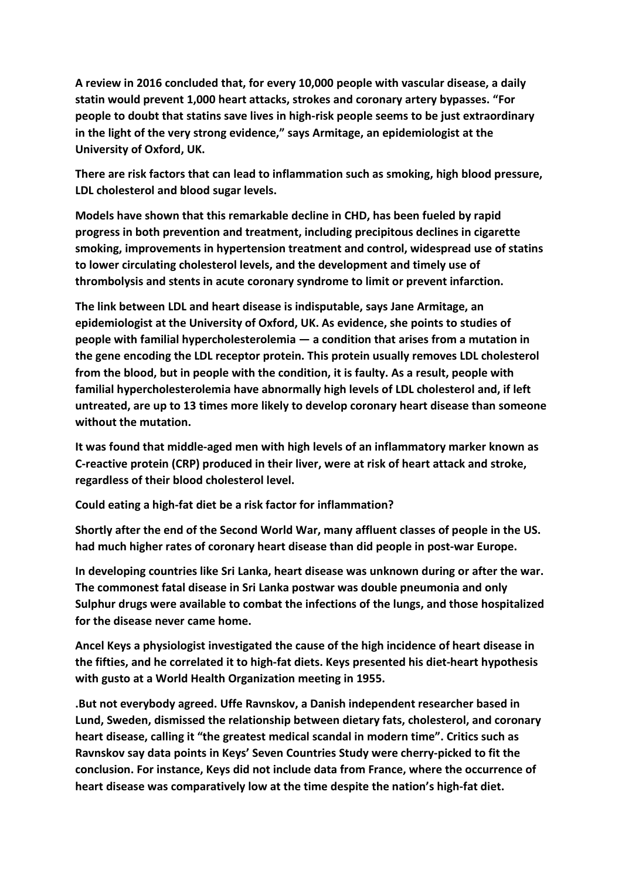**A review in 2016 concluded that, for every 10,000 people with vascular disease, a daily statin would prevent 1,000 heart attacks, strokes and coronary artery bypasses. "For people to doubt that statins save lives in high-risk people seems to be just extraordinary in the light of the very strong evidence," says Armitage, an epidemiologist at the University of Oxford, UK.**

**There are risk factors that can lead to inflammation such as smoking, high blood pressure, LDL cholesterol and blood sugar levels.**

**Models have shown that this remarkable decline in CHD, has been fueled by rapid progress in both prevention and treatment, including precipitous declines in cigarette smoking, improvements in hypertension treatment and control, widespread use of statins to lower circulating cholesterol levels, and the development and timely use of thrombolysis and stents in acute coronary syndrome to limit or prevent infarction.**

**The link between LDL and heart disease is indisputable, says Jane Armitage, an epidemiologist at the University of Oxford, UK. As evidence, she points to studies of people with familial hypercholesterolemia — a condition that arises from a mutation in the gene encoding the LDL receptor protein. This protein usually removes LDL cholesterol from the blood, but in people with the condition, it is faulty. As a result, people with familial hypercholesterolemia have abnormally high levels of LDL cholesterol and, if left untreated, are up to 13 times more likely to develop coronary heart disease than someone without the mutation.**

**It was found that middle-aged men with high levels of an inflammatory marker known as C-reactive protein (CRP) produced in their liver, were at risk of heart attack and stroke, regardless of their blood cholesterol level.**

**Could eating a high-fat diet be a risk factor for inflammation?**

**Shortly after the end of the Second World War, many affluent classes of people in the US. had much higher rates of coronary heart disease than did people in post-war Europe.**

**In developing countries like Sri Lanka, heart disease was unknown during or after the war. The commonest fatal disease in Sri Lanka postwar was double pneumonia and only Sulphur drugs were available to combat the infections of the lungs, and those hospitalized for the disease never came home.**

**Ancel Keys a physiologist investigated the cause of the high incidence of heart disease in the fifties, and he correlated it to high-fat diets. Keys presented his diet-heart hypothesis with gusto at a World Health Organization meeting in 1955.**

**.But not everybody agreed. Uffe Ravnskov, a Danish independent researcher based in Lund, Sweden, dismissed the relationship between dietary fats, cholesterol, and coronary heart disease, calling it "the greatest medical scandal in modern time". Critics such as Ravnskov say data points in Keys' Seven Countries Study were cherry-picked to fit the conclusion. For instance, Keys did not include data from France, where the occurrence of heart disease was comparatively low at the time despite the nation's high-fat diet.**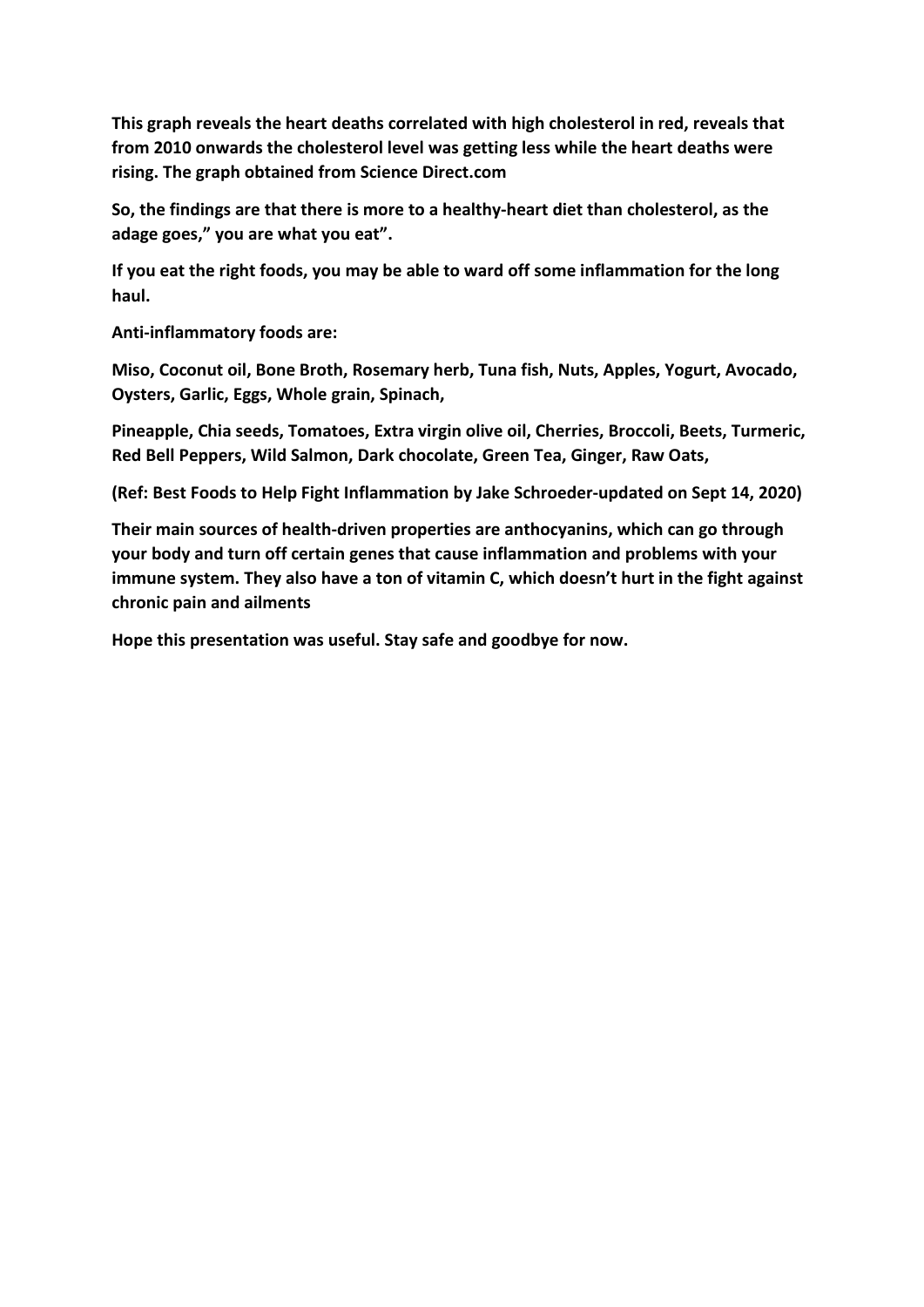**This graph reveals the heart deaths correlated with high cholesterol in red, reveals that from 2010 onwards the cholesterol level was getting less while the heart deaths were rising. The graph obtained from Science Direct.com**

**So, the findings are that there is more to a healthy-heart diet than cholesterol, as the adage goes," you are what you eat".**

**If you eat the right foods, you may be able to ward off some inflammation for the long haul.**

**Anti-inflammatory foods are:**

**Miso, Coconut oil, Bone Broth, Rosemary herb, Tuna fish, Nuts, Apples, Yogurt, Avocado, Oysters, Garlic, Eggs, Whole grain, Spinach,**

**Pineapple, Chia seeds, Tomatoes, Extra virgin olive oil, Cherries, Broccoli, Beets, Turmeric, Red Bell Peppers, Wild Salmon, Dark chocolate, Green Tea, Ginger, Raw Oats,**

**(Ref: Best Foods to Help Fight Inflammation by Jake Schroeder-updated on Sept 14, 2020)**

**Their main sources of health-driven properties are anthocyanins, which can go through your body and turn off certain genes that cause inflammation and problems with your immune system. They also have a ton of vitamin C, which doesn't hurt in the fight against chronic pain and ailments**

**Hope this presentation was useful. Stay safe and goodbye for now.**